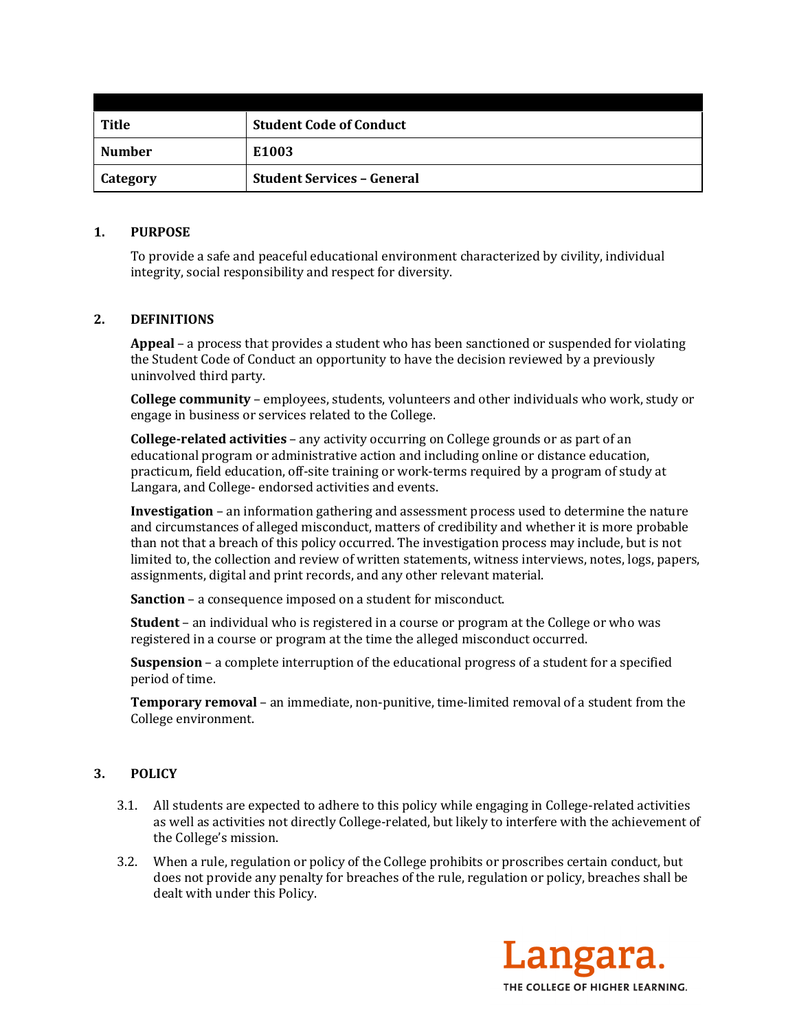| Title | Student Code of Conduct |
|---|---|
| Number | E1003 |
| Category | Student Services – General |

## 1. PURPOSE

To provide a safe and peaceful educational environment characterized by civility, individual integrity, social responsibility and respect for diversity.

## 2. DEFINITIONS

**Appeal** – a process that provides a student who has been sanctioned or suspended for violating the Student Code of Conduct an opportunity to have the decision reviewed by a previously uninvolved third party.

**College community** – employees, students, volunteers and other individuals who work, study or engage in business or services related to the College.

**College-related activities** – any activity occurring on College grounds or as part of an educational program or administrative action and including online or distance education, practicum, field education, off-site training or work-terms required by a program of study at Langara, and College- endorsed activities and events.

**Investigation** – an information gathering and assessment process used to determine the nature and circumstances of alleged misconduct, matters of credibility and whether it is more probable than not that a breach of this policy occurred. The investigation process may include, but is not limited to, the collection and review of written statements, witness interviews, notes, logs, papers, assignments, digital and print records, and any other relevant material.

**Sanction** – a consequence imposed on a student for misconduct.

**Student** – an individual who is registered in a course or program at the College or who was registered in a course or program at the time the alleged misconduct occurred.

**Suspension** – a complete interruption of the educational progress of a student for a specified period of time.

**Temporary removal** – an immediate, non-punitive, time-limited removal of a student from the College environment.

## 3. POLICY

3.1. All students are expected to adhere to this policy while engaging in College-related activities as well as activities not directly College-related, but likely to interfere with the achievement of the College's mission.

3.2. When a rule, regulation or policy of the College prohibits or proscribes certain conduct, but does not provide any penalty for breaches of the rule, regulation or policy, breaches shall be dealt with under this Policy.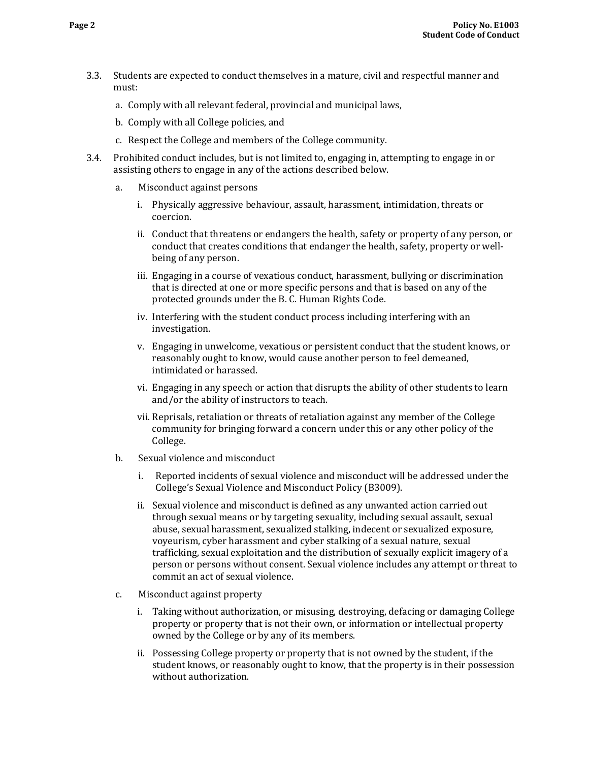3.3. Students are expected to conduct themselves in a mature, civil and respectful manner and must:

   a. Comply with all relevant federal, provincial and municipal laws,

   b. Comply with all College policies, and

   c. Respect the College and members of the College community.

3.4. Prohibited conduct includes, but is not limited to, engaging in, attempting to engage in or assisting others to engage in any of the actions described below.

   a. Misconduct against persons

      i. Physically aggressive behaviour, assault, harassment, intimidation, threats or coercion.

      ii. Conduct that threatens or endangers the health, safety or property of any person, or conduct that creates conditions that endanger the health, safety, property or well-being of any person.

      iii. Engaging in a course of vexatious conduct, harassment, bullying or discrimination that is directed at one or more specific persons and that is based on any of the protected grounds under the B. C. Human Rights Code.

      iv. Interfering with the student conduct process including interfering with an investigation.

      v. Engaging in unwelcome, vexatious or persistent conduct that the student knows, or reasonably ought to know, would cause another person to feel demeaned, intimidated or harassed.

      vi. Engaging in any speech or action that disrupts the ability of other students to learn and/or the ability of instructors to teach.

      vii. Reprisals, retaliation or threats of retaliation against any member of the College community for bringing forward a concern under this or any other policy of the College.

   b. Sexual violence and misconduct

      i. Reported incidents of sexual violence and misconduct will be addressed under the College's Sexual Violence and Misconduct Policy (B3009).

      ii. Sexual violence and misconduct is defined as any unwanted action carried out through sexual means or by targeting sexuality, including sexual assault, sexual abuse, sexual harassment, sexualized stalking, indecent or sexualized exposure, voyeurism, cyber harassment and cyber stalking of a sexual nature, sexual trafficking, sexual exploitation and the distribution of sexually explicit imagery of a person or persons without consent. Sexual violence includes any attempt or threat to commit an act of sexual violence.

   c. Misconduct against property

      i. Taking without authorization, or misusing, destroying, defacing or damaging College property or property that is not their own, or information or intellectual property owned by the College or by any of its members.

      ii. Possessing College property or property that is not owned by the student, if the student knows, or reasonably ought to know, that the property is in their possession without authorization.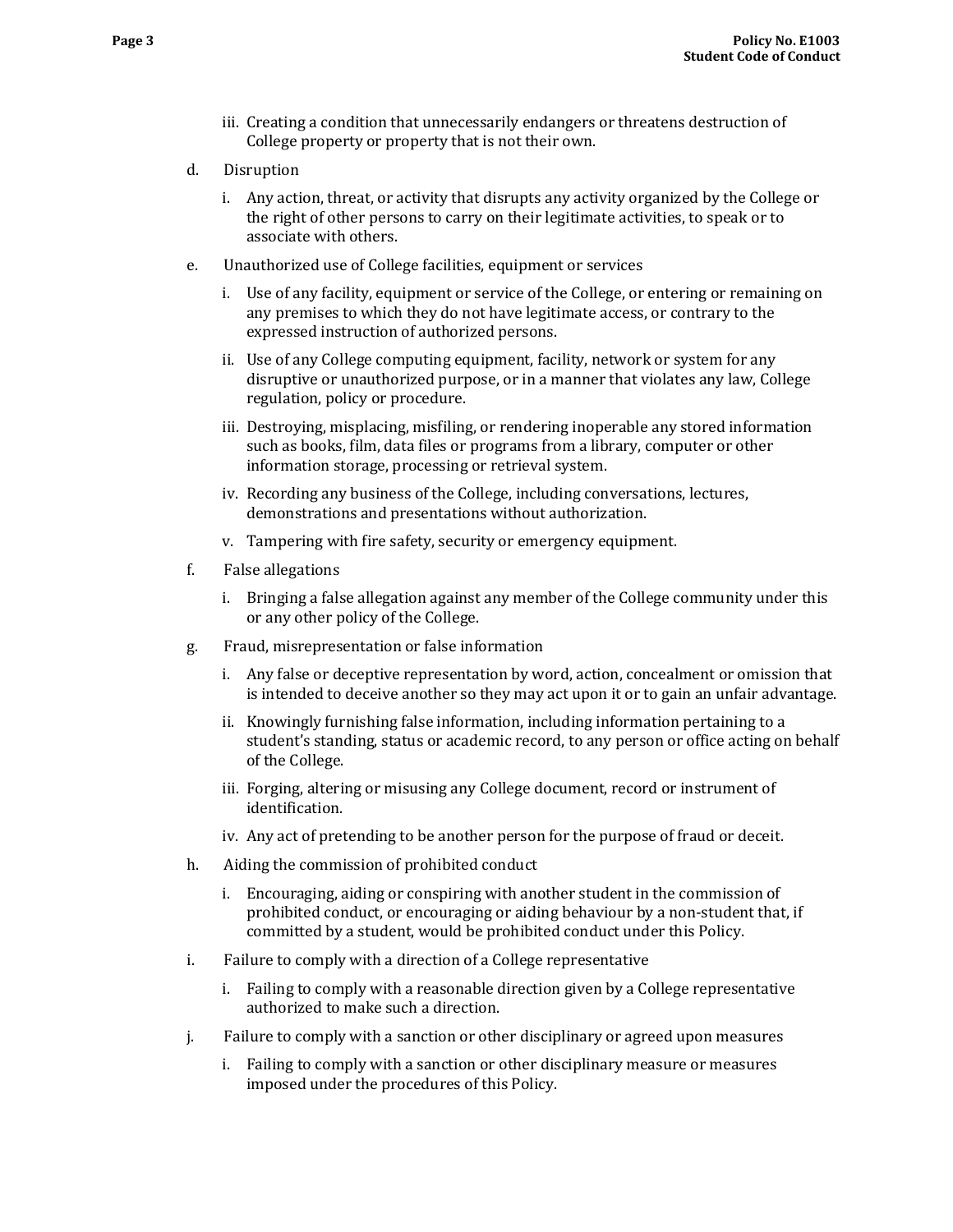iii. Creating a condition that unnecessarily endangers or threatens destruction of College property or property that is not their own.

d. Disruption

   i. Any action, threat, or activity that disrupts any activity organized by the College or the right of other persons to carry on their legitimate activities, to speak or to associate with others.

e. Unauthorized use of College facilities, equipment or services

   i. Use of any facility, equipment or service of the College, or entering or remaining on any premises to which they do not have legitimate access, or contrary to the expressed instruction of authorized persons.

   ii. Use of any College computing equipment, facility, network or system for any disruptive or unauthorized purpose, or in a manner that violates any law, College regulation, policy or procedure.

   iii. Destroying, misplacing, misfiling, or rendering inoperable any stored information such as books, film, data files or programs from a library, computer or other information storage, processing or retrieval system.

   iv. Recording any business of the College, including conversations, lectures, demonstrations and presentations without authorization.

   v. Tampering with fire safety, security or emergency equipment.

f. False allegations

   i. Bringing a false allegation against any member of the College community under this or any other policy of the College.

g. Fraud, misrepresentation or false information

   i. Any false or deceptive representation by word, action, concealment or omission that is intended to deceive another so they may act upon it or to gain an unfair advantage.

   ii. Knowingly furnishing false information, including information pertaining to a student's standing, status or academic record, to any person or office acting on behalf of the College.

   iii. Forging, altering or misusing any College document, record or instrument of identification.

   iv. Any act of pretending to be another person for the purpose of fraud or deceit.

h. Aiding the commission of prohibited conduct

   i. Encouraging, aiding or conspiring with another student in the commission of prohibited conduct, or encouraging or aiding behaviour by a non-student that, if committed by a student, would be prohibited conduct under this Policy.

i. Failure to comply with a direction of a College representative

   i. Failing to comply with a reasonable direction given by a College representative authorized to make such a direction.

j. Failure to comply with a sanction or other disciplinary or agreed upon measures

   i. Failing to comply with a sanction or other disciplinary measure or measures imposed under the procedures of this Policy.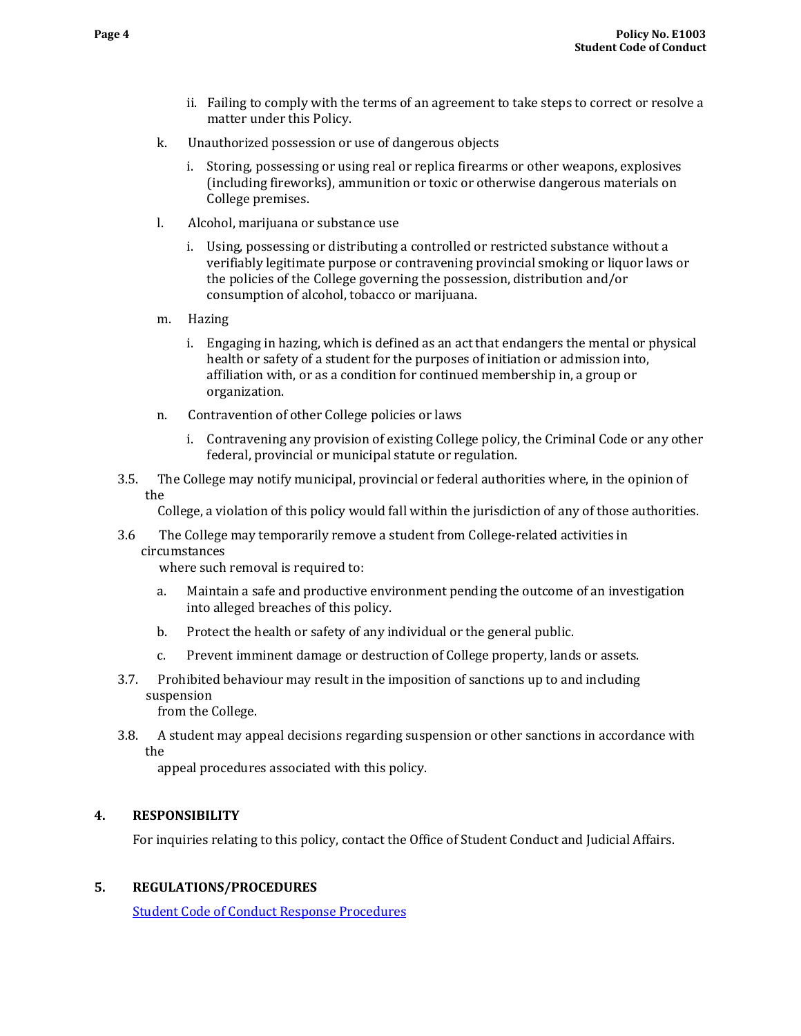ii. Failing to comply with the terms of an agreement to take steps to correct or resolve a matter under this Policy.

k. Unauthorized possession or use of dangerous objects

   i. Storing, possessing or using real or replica firearms or other weapons, explosives (including fireworks), ammunition or toxic or otherwise dangerous materials on College premises.

l. Alcohol, marijuana or substance use

   i. Using, possessing or distributing a controlled or restricted substance without a verifiably legitimate purpose or contravening provincial smoking or liquor laws or the policies of the College governing the possession, distribution and/or consumption of alcohol, tobacco or marijuana.

m. Hazing

   i. Engaging in hazing, which is defined as an act that endangers the mental or physical health or safety of a student for the purposes of initiation or admission into, affiliation with, or as a condition for continued membership in, a group or organization.

n. Contravention of other College policies or laws

   i. Contravening any provision of existing College policy, the Criminal Code or any other federal, provincial or municipal statute or regulation.

3.5. The College may notify municipal, provincial or federal authorities where, in the opinion of the College, a violation of this policy would fall within the jurisdiction of any of those authorities.

3.6 The College may temporarily remove a student from College-related activities in circumstances where such removal is required to:

   a. Maintain a safe and productive environment pending the outcome of an investigation into alleged breaches of this policy.

   b. Protect the health or safety of any individual or the general public.

   c. Prevent imminent damage or destruction of College property, lands or assets.

3.7. Prohibited behaviour may result in the imposition of sanctions up to and including suspension from the College.

3.8. A student may appeal decisions regarding suspension or other sanctions in accordance with the appeal procedures associated with this policy.

## 4. RESPONSIBILITY

For inquiries relating to this policy, contact the Office of Student Conduct and Judicial Affairs.

## 5. REGULATIONS/PROCEDURES

Student Code of Conduct Response Procedures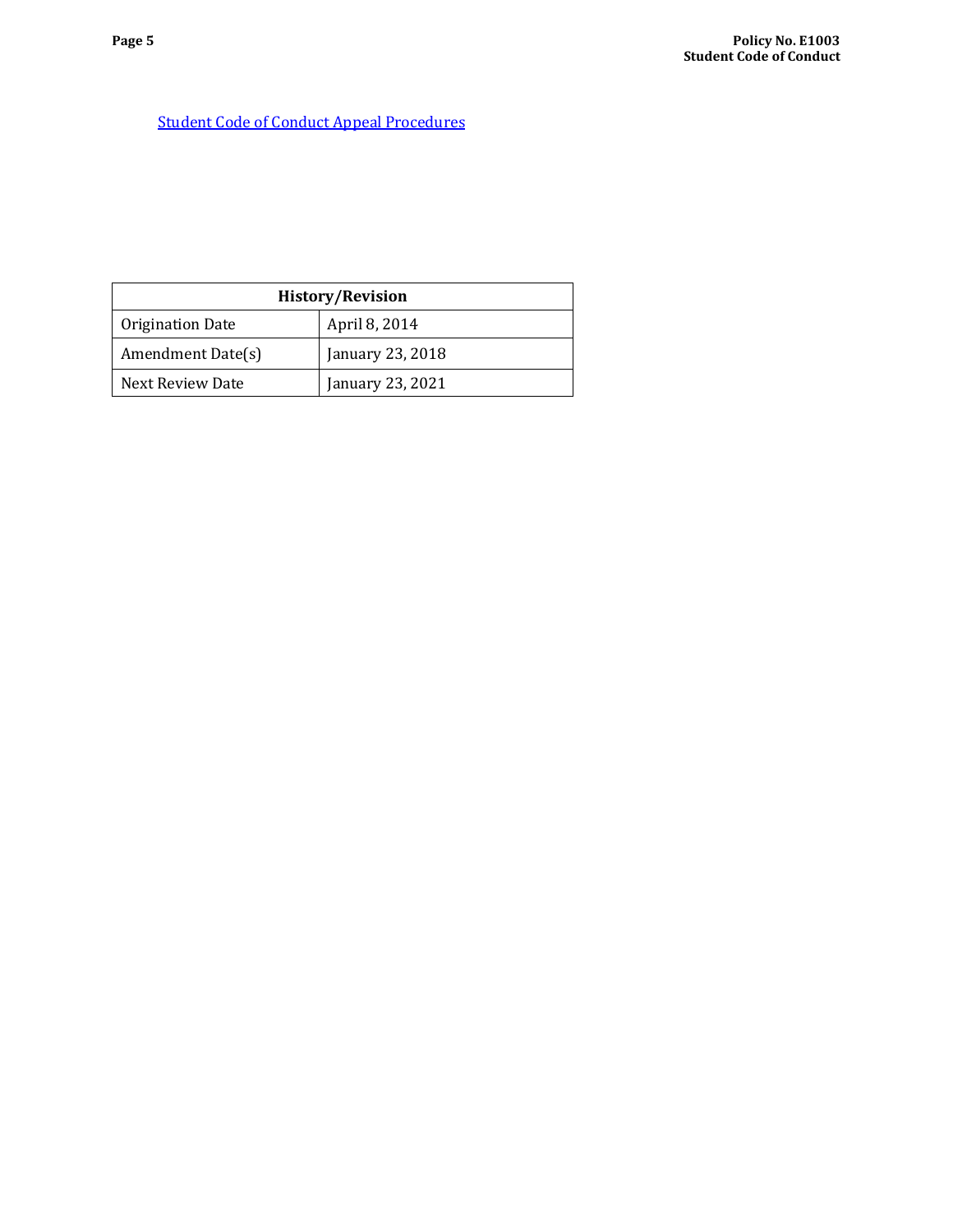[Student Code of Conduct Appeal Procedures]

| History/Revision | |
|---|---|
| Origination Date | April 8, 2014 |
| Amendment Date(s) | January 23, 2018 |
| Next Review Date | January 23, 2021 |